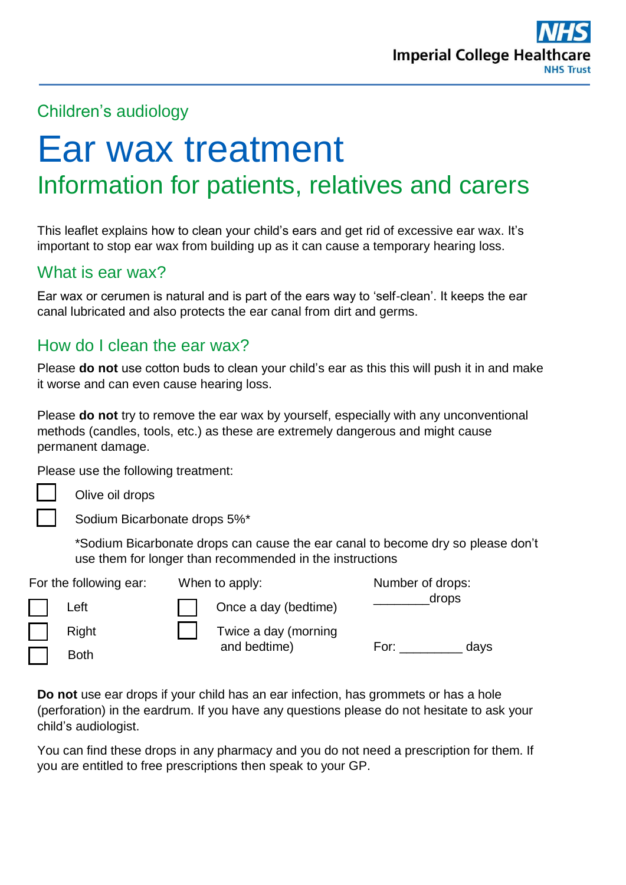Imperial College Healthcare NHS Trust

Children's audiology

# Ear wax treatment

## Information for patients, relatives and carers

This leaflet explains how to clean your child's ears and get rid of excessive ear wax. It's important to stop ear wax from building up as it can cause a temporary hearing loss.

## What is ear wax?

Ear wax or cerumen is natural and is part of the ears way to 'self-clean'. It keeps the ear canal lubricated and also protects the ear canal from dirt and germs.

## How do I clean the ear wax?

Please **do not** use cotton buds to clean your child's ear as this this will push it in and make it worse and can even cause hearing loss.

Please **do not** try to remove the ear wax by yourself, especially with any unconventional methods (candles, tools, etc.) as these are extremely dangerous and might cause permanent damage.

Please use the following treatment:

- ☐ Olive oil drops
- ☐ Sodium Bicarbonate drops 5%*

  *Sodium Bicarbonate drops can cause the ear canal to become dry so please don't use them for longer than recommended in the instructions

| For the following ear: | When to apply: | Number of drops: |
|---|---|---|
| ☐ Left | ☐ Once a day (bedtime) | ________drops |
| ☐ Right | ☐ Twice a day (morning and bedtime) | For: _________ days |
| ☐ Both | | |

**Do not** use ear drops if your child has an ear infection, has grommets or has a hole (perforation) in the eardrum. If you have any questions please do not hesitate to ask your child's audiologist.

You can find these drops in any pharmacy and you do not need a prescription for them. If you are entitled to free prescriptions then speak to your GP.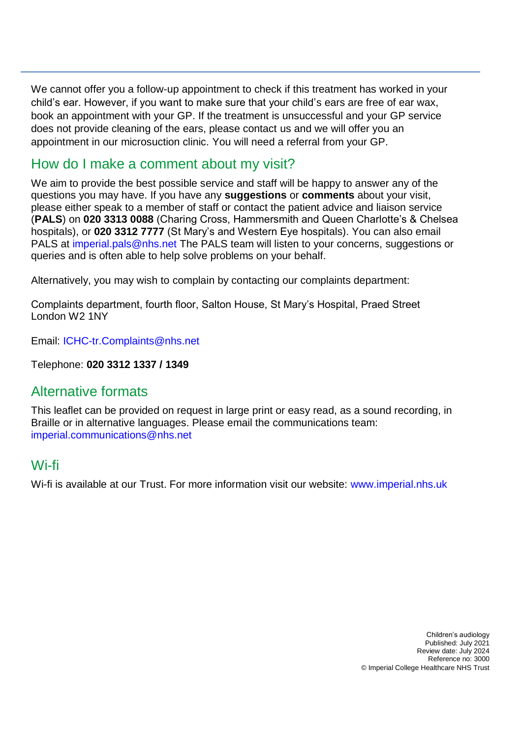We cannot offer you a follow-up appointment to check if this treatment has worked in your child's ear. However, if you want to make sure that your child's ears are free of ear wax, book an appointment with your GP. If the treatment is unsuccessful and your GP service does not provide cleaning of the ears, please contact us and we will offer you an appointment in our microsuction clinic. You will need a referral from your GP.

## How do I make a comment about my visit?

We aim to provide the best possible service and staff will be happy to answer any of the questions you may have. If you have any **suggestions** or **comments** about your visit, please either speak to a member of staff or contact the patient advice and liaison service (**PALS**) on **020 3313 0088** (Charing Cross, Hammersmith and Queen Charlotte's & Chelsea hospitals), or **020 3312 7777** (St Mary's and Western Eye hospitals). You can also email PALS at imperial.pals@nhs.net The PALS team will listen to your concerns, suggestions or queries and is often able to help solve problems on your behalf.

Alternatively, you may wish to complain by contacting our complaints department:

Complaints department, fourth floor, Salton House, St Mary's Hospital, Praed Street
London W2 1NY

Email: ICHC-tr.Complaints@nhs.net

Telephone: **020 3312 1337 / 1349**

## Alternative formats

This leaflet can be provided on request in large print or easy read, as a sound recording, in Braille or in alternative languages. Please email the communications team: imperial.communications@nhs.net

## Wi-fi

Wi-fi is available at our Trust. For more information visit our website: www.imperial.nhs.uk

Children's audiology
Published: July 2021
Review date: July 2024
Reference no: 3000
© Imperial College Healthcare NHS Trust